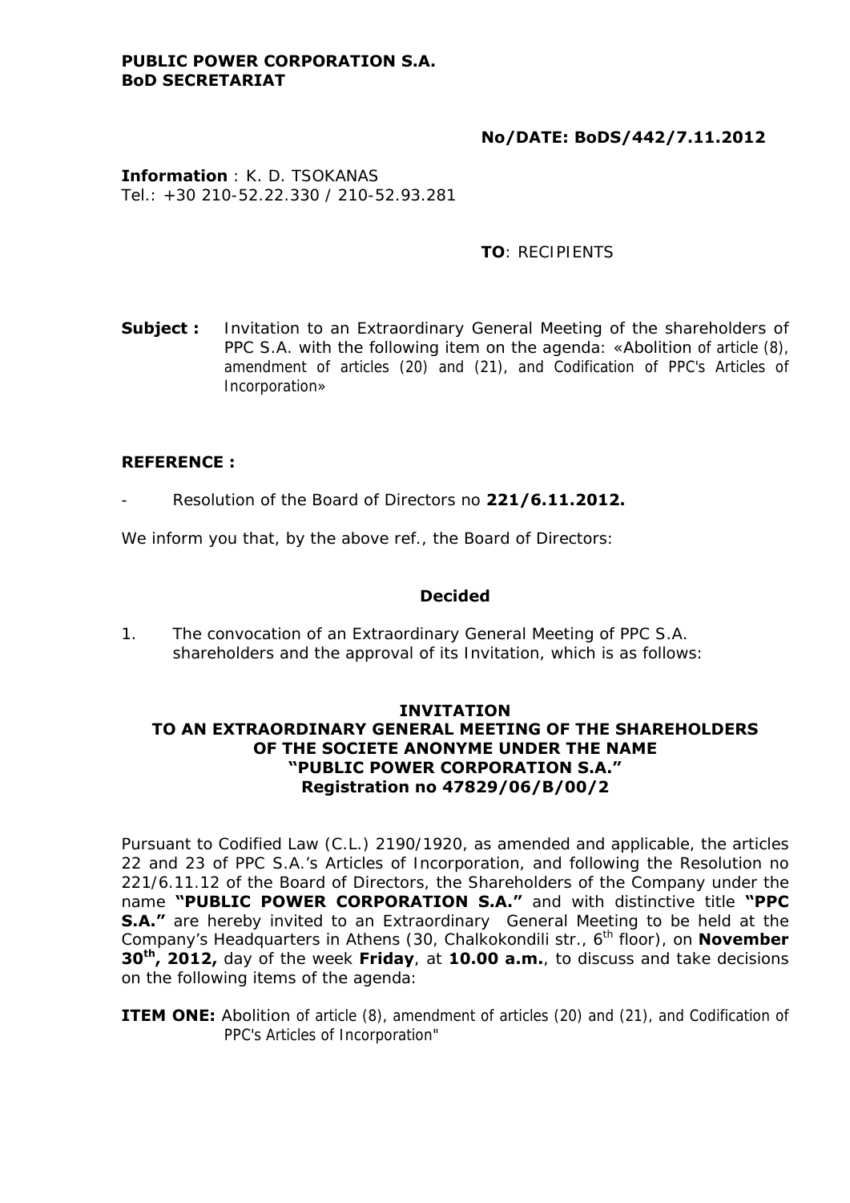**PUBLIC POWER CORPORATION S.A.**
**BoD SECRETARIAT**

**No/DATE: BoDS/442/7.11.2012**

**Information** : K. D. TSOKANAS
Tel.: +30 210-52.22.330 / 210-52.93.281

**TO**: RECIPIENTS

**Subject :** Invitation to an Extraordinary General Meeting of the shareholders of PPC S.A. with the following item on the agenda: «Abolition of article (8), amendment of articles (20) and (21), and Codification of PPC's Articles of Incorporation»

**REFERENCE :**

- Resolution of the Board of Directors no **221/6.11.2012.**

We inform you that, by the above ref., the Board of Directors:

**Decided**

1. The convocation of an Extraordinary General Meeting of PPC S.A. shareholders and the approval of its Invitation, which is as follows:

**INVITATION**
**TO AN EXTRAORDINARY GENERAL MEETING OF THE SHAREHOLDERS OF THE SOCIETE ANONYME UNDER THE NAME "PUBLIC POWER CORPORATION S.A."**
**Registration no 47829/06/B/00/2**

Pursuant to Codified Law (C.L.) 2190/1920, as amended and applicable, the articles 22 and 23 of PPC S.A.'s Articles of Incorporation, and following the Resolution no 221/6.11.12 of the Board of Directors, the Shareholders of the Company under the name **"PUBLIC POWER CORPORATION S.A."** and with distinctive title **"PPC S.A."** are hereby invited to an Extraordinary General Meeting to be held at the Company's Headquarters in Athens (30, Chalkokondili str., 6th floor), on **November 30th, 2012,** day of the week **Friday**, at **10.00 a.m.**, to discuss and take decisions on the following items of the agenda:

**ITEM ONE:** Abolition of article (8), amendment of articles (20) and (21), and Codification of PPC's Articles of Incorporation"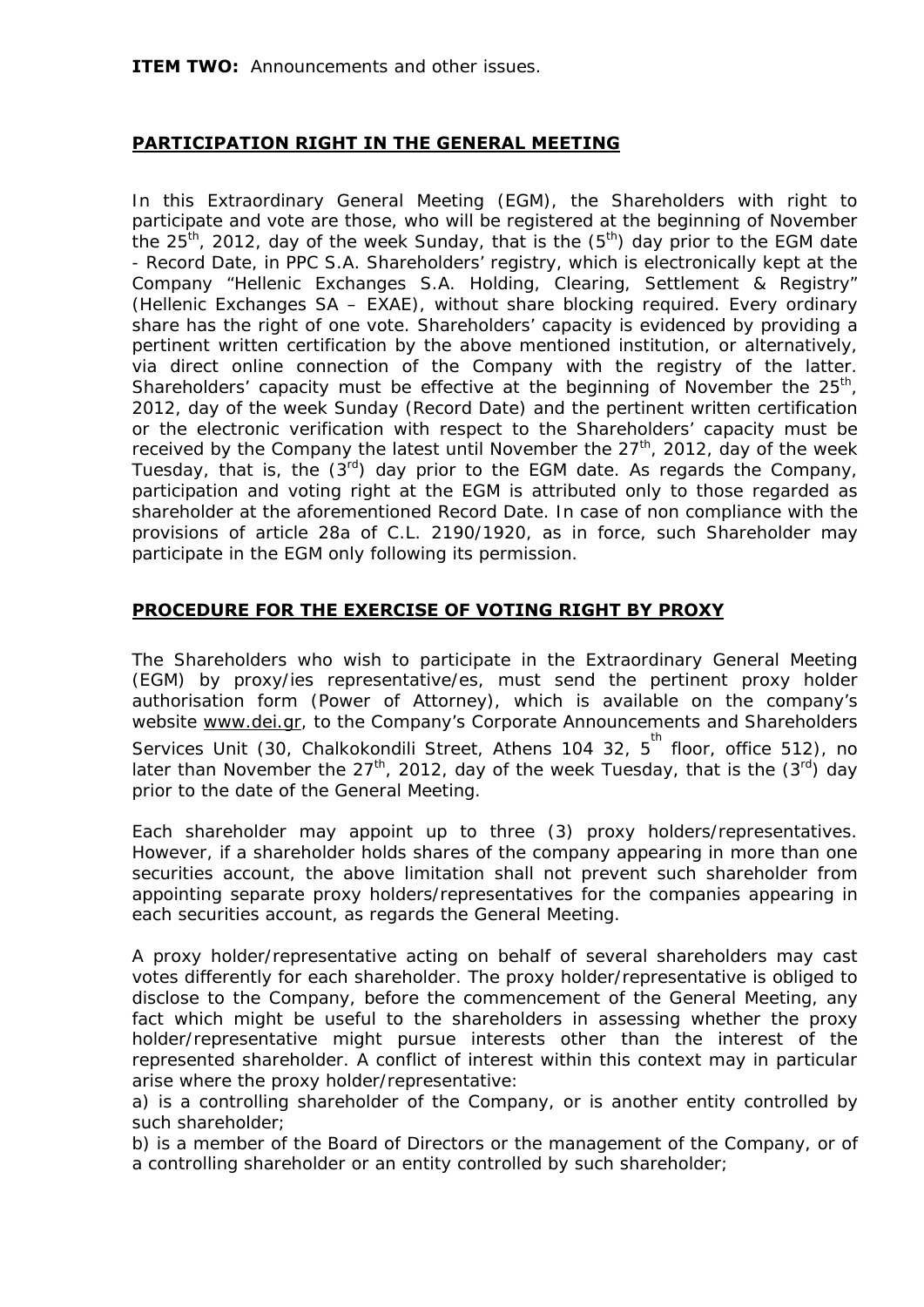**ITEM TWO:** Announcements and other issues.

## PARTICIPATION RIGHT IN THE GENERAL MEETING

In this Extraordinary General Meeting (EGM), the Shareholders with right to participate and vote are those, who will be registered at the beginning of November the 25th, 2012, day of the week Sunday, that is the (5th) day prior to the EGM date - Record Date, in PPC S.A. Shareholders' registry, which is electronically kept at the Company "Hellenic Exchanges S.A. Holding, Clearing, Settlement & Registry" (Hellenic Exchanges SA – EXAE), without share blocking required. Every ordinary share has the right of one vote. Shareholders' capacity is evidenced by providing a pertinent written certification by the above mentioned institution, or alternatively, via direct online connection of the Company with the registry of the latter. Shareholders' capacity must be effective at the beginning of November the 25th, 2012, day of the week Sunday (Record Date) and the pertinent written certification or the electronic verification with respect to the Shareholders' capacity must be received by the Company the latest until November the 27th, 2012, day of the week Tuesday, that is, the (3rd) day prior to the EGM date. As regards the Company, participation and voting right at the EGM is attributed only to those regarded as shareholder at the aforementioned Record Date. In case of non compliance with the provisions of article 28a of C.L. 2190/1920, as in force, such Shareholder may participate in the EGM only following its permission.

## PROCEDURE FOR THE EXERCISE OF VOTING RIGHT BY PROXY

The Shareholders who wish to participate in the Extraordinary General Meeting (EGM) by proxy/ies representative/es, must send the pertinent proxy holder authorisation form (Power of Attorney), which is available on the company's website www.dei.gr, to the Company's Corporate Announcements and Shareholders Services Unit (30, Chalkokondili Street, Athens 104 32, 5th floor, office 512), no later than November the 27th, 2012, day of the week Tuesday, that is the (3rd) day prior to the date of the General Meeting.

Each shareholder may appoint up to three (3) proxy holders/representatives. However, if a shareholder holds shares of the company appearing in more than one securities account, the above limitation shall not prevent such shareholder from appointing separate proxy holders/representatives for the companies appearing in each securities account, as regards the General Meeting.

A proxy holder/representative acting on behalf of several shareholders may cast votes differently for each shareholder. The proxy holder/representative is obliged to disclose to the Company, before the commencement of the General Meeting, any fact which might be useful to the shareholders in assessing whether the proxy holder/representative might pursue interests other than the interest of the represented shareholder. A conflict of interest within this context may in particular arise where the proxy holder/representative:

a) is a controlling shareholder of the Company, or is another entity controlled by such shareholder;

b) is a member of the Board of Directors or the management of the Company, or of a controlling shareholder or an entity controlled by such shareholder;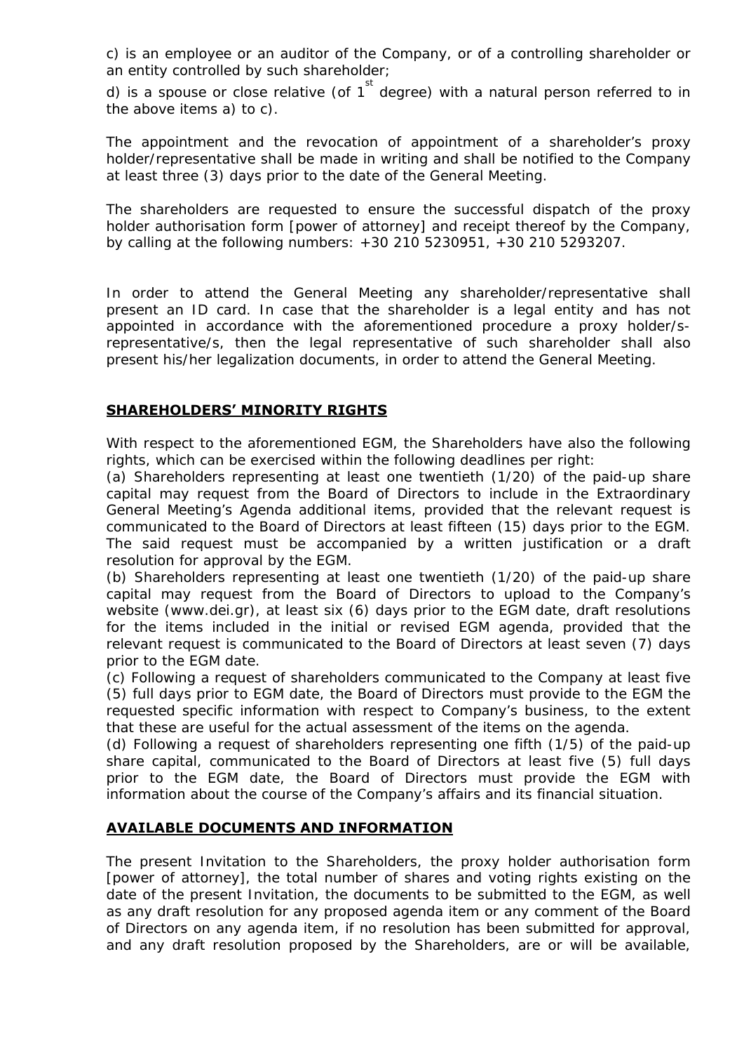c) is an employee or an auditor of the Company, or of a controlling shareholder or an entity controlled by such shareholder;

d) is a spouse or close relative (of 1st degree) with a natural person referred to in the above items a) to c).

The appointment and the revocation of appointment of a shareholder's proxy holder/representative shall be made in writing and shall be notified to the Company at least three (3) days prior to the date of the General Meeting.

The shareholders are requested to ensure the successful dispatch of the proxy holder authorisation form [power of attorney] and receipt thereof by the Company, by calling at the following numbers: +30 210 5230951, +30 210 5293207.

In order to attend the General Meeting any shareholder/representative shall present an ID card. In case that the shareholder is a legal entity and has not appointed in accordance with the aforementioned procedure a proxy holder/s-representative/s, then the legal representative of such shareholder shall also present his/her legalization documents, in order to attend the General Meeting.

## SHAREHOLDERS' MINORITY RIGHTS

With respect to the aforementioned EGM, the Shareholders have also the following rights, which can be exercised within the following deadlines per right:

(a) Shareholders representing at least one twentieth (1/20) of the paid-up share capital may request from the Board of Directors to include in the Extraordinary General Meeting's Agenda additional items, provided that the relevant request is communicated to the Board of Directors at least fifteen (15) days prior to the EGM. The said request must be accompanied by a written justification or a draft resolution for approval by the EGM.

(b) Shareholders representing at least one twentieth (1/20) of the paid-up share capital may request from the Board of Directors to upload to the Company's website (www.dei.gr), at least six (6) days prior to the EGM date, draft resolutions for the items included in the initial or revised EGM agenda, provided that the relevant request is communicated to the Board of Directors at least seven (7) days prior to the EGM date.

(c) Following a request of shareholders communicated to the Company at least five (5) full days prior to EGM date, the Board of Directors must provide to the EGM the requested specific information with respect to Company's business, to the extent that these are useful for the actual assessment of the items on the agenda.

(d) Following a request of shareholders representing one fifth (1/5) of the paid-up share capital, communicated to the Board of Directors at least five (5) full days prior to the EGM date, the Board of Directors must provide the EGM with information about the course of the Company's affairs and its financial situation.

## AVAILABLE DOCUMENTS AND INFORMATION

The present Invitation to the Shareholders, the proxy holder authorisation form [power of attorney], the total number of shares and voting rights existing on the date of the present Invitation, the documents to be submitted to the EGM, as well as any draft resolution for any proposed agenda item or any comment of the Board of Directors on any agenda item, if no resolution has been submitted for approval, and any draft resolution proposed by the Shareholders, are or will be available,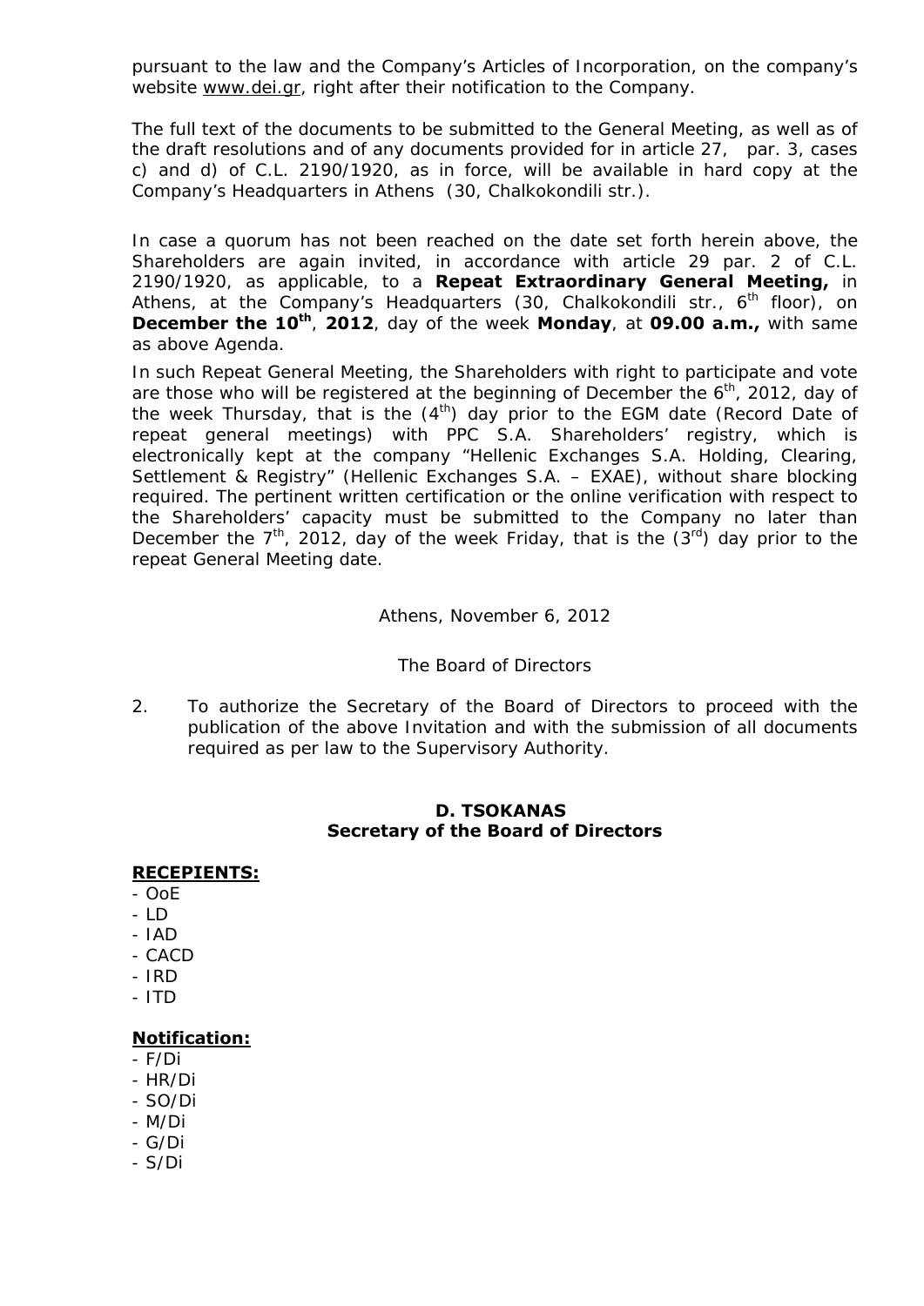pursuant to the law and the Company's Articles of Incorporation, on the company's website www.dei.gr, right after their notification to the Company.

The full text of the documents to be submitted to the General Meeting, as well as of the draft resolutions and of any documents provided for in article 27, par. 3, cases c) and d) of C.L. 2190/1920, as in force, will be available in hard copy at the Company's Headquarters in Athens (30, Chalkokondili str.).

In case a quorum has not been reached on the date set forth herein above, the Shareholders are again invited, in accordance with article 29 par. 2 of C.L. 2190/1920, as applicable, to a **Repeat Extraordinary General Meeting,** in Athens, at the Company's Headquarters (30, Chalkokondili str., 6th floor), on **December the 10th, 2012**, day of the week **Monday**, at **09.00 a.m.,** with same as above Agenda.

In such Repeat General Meeting, the Shareholders with right to participate and vote are those who will be registered at the beginning of December the 6th, 2012, day of the week Thursday, that is the (4th) day prior to the EGM date (Record Date of repeat general meetings) with PPC S.A. Shareholders' registry, which is electronically kept at the company "Hellenic Exchanges S.A. Holding, Clearing, Settlement & Registry" (Hellenic Exchanges S.A. – EXAE), without share blocking required. The pertinent written certification or the online verification with respect to the Shareholders' capacity must be submitted to the Company no later than December the 7th, 2012, day of the week Friday, that is the (3rd) day prior to the repeat General Meeting date.

Athens, November 6, 2012

The Board of Directors

2. To authorize the Secretary of the Board of Directors to proceed with the publication of the above Invitation and with the submission of all documents required as per law to the Supervisory Authority.

**D. TSOKANAS**
**Secretary of the Board of Directors**

**RECEPIENTS:**

- OoE
- LD
- IAD
- CACD
- IRD
- ITD

**Notification:**

- F/Di
- HR/Di
- SO/Di
- M/Di
- G/Di
- S/Di